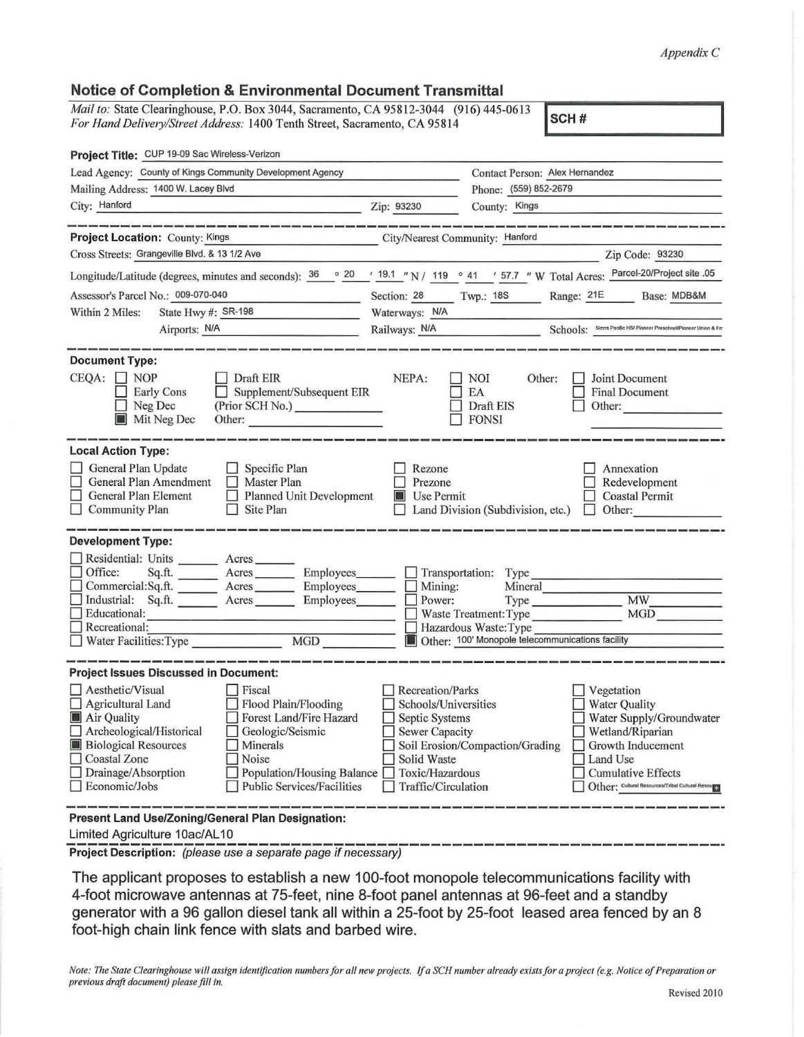*Appendix C*

## Notice of Completion & Environmental Document Transmittal

*Mail to:* State Clearinghouse, P.O. Box 3044, Sacramento, CA 95812-3044 (916) 445-0613
*For Hand Delivery/Street Address:* 1400 Tenth Street, Sacramento, CA 95814

**SCH #**

**Project Title:** CUP 19-09 Sac Wireless-Verizon

Lead Agency: County of Kings Community Development Agency
Contact Person: Alex Hernandez
Mailing Address: 1400 W. Lacey Blvd
Phone: (559) 852-2679
City: Hanford
Zip: 93230
County: Kings

---

**Project Location:** County: Kings
City/Nearest Community: Hanford
Cross Streets: Grangeville Blvd. & 13 1/2 Ave
Zip Code: 93230
Longitude/Latitude (degrees, minutes and seconds): 36 ° 20 ′ 19.1 ″ N / 119 ° 41 ′ 57.7 ″ W
Total Acres: Parcel-20/Project site .05
Assessor's Parcel No.: 009-070-040
Section: 28 Twp.: 18S Range: 21E Base: MDB&M
Within 2 Miles: State Hwy #: SR-198
Waterways: N/A
Airports: N/A
Railways: N/A
Schools: Sierra Pacific HS/ Pioneer Preschool/Pioneer Union & Fr

---

**Document Type:**

CEQA:
- ☐ NOP
- ☐ Early Cons
- ☐ Neg Dec
- ☒ Mit Neg Dec
- ☐ Draft EIR
- ☐ Supplement/Subsequent EIR (Prior SCH No.) ______
- Other: ______

NEPA:
- ☐ NOI
- ☐ EA
- ☐ Draft EIS
- ☐ FONSI

Other:
- ☐ Joint Document
- ☐ Final Document
- ☐ Other: ______

---

**Local Action Type:**

- ☐ General Plan Update
- ☐ General Plan Amendment
- ☐ General Plan Element
- ☐ Community Plan
- ☐ Specific Plan
- ☐ Master Plan
- ☐ Planned Unit Development
- ☐ Site Plan
- ☐ Rezone
- ☐ Prezone
- ☒ Use Permit
- ☐ Land Division (Subdivision, etc.)
- ☐ Annexation
- ☐ Redevelopment
- ☐ Coastal Permit
- ☐ Other: ______

---

**Development Type:**

- ☐ Residential: Units ______ Acres ______
- ☐ Office: Sq.ft. ______ Acres ______ Employees ______
- ☐ Commercial: Sq.ft. ______ Acres ______ Employees ______
- ☐ Industrial: Sq.ft. ______ Acres ______ Employees ______
- ☐ Educational: ______
- ☐ Recreational: ______
- ☐ Water Facilities: Type ______ MGD ______
- ☐ Transportation: Type ______
- ☐ Mining: Mineral ______
- ☐ Power: Type ______ MW ______
- ☐ Waste Treatment: Type ______ MGD ______
- ☐ Hazardous Waste: Type ______
- ☒ Other: 100' Monopole telecommunications facility

---

**Project Issues Discussed in Document:**

- ☐ Aesthetic/Visual
- ☐ Agricultural Land
- ☒ Air Quality
- ☐ Archeological/Historical
- ☒ Biological Resources
- ☐ Coastal Zone
- ☐ Drainage/Absorption
- ☐ Economic/Jobs
- ☐ Fiscal
- ☐ Flood Plain/Flooding
- ☐ Forest Land/Fire Hazard
- ☐ Geologic/Seismic
- ☐ Minerals
- ☐ Noise
- ☐ Population/Housing Balance
- ☐ Public Services/Facilities
- ☐ Recreation/Parks
- ☐ Schools/Universities
- ☐ Septic Systems
- ☐ Sewer Capacity
- ☐ Soil Erosion/Compaction/Grading
- ☐ Solid Waste
- ☐ Toxic/Hazardous
- ☐ Traffic/Circulation
- ☐ Vegetation
- ☐ Water Quality
- ☐ Water Supply/Groundwater
- ☐ Wetland/Riparian
- ☐ Growth Inducement
- ☐ Land Use
- ☐ Cumulative Effects
- ☐ Other: Cultural Resources/Tribal Cultural Resources

---

**Present Land Use/Zoning/General Plan Designation:**

Limited Agriculture 10ac/AL10

**Project Description:** *(please use a separate page if necessary)*

The applicant proposes to establish a new 100-foot monopole telecommunications facility with 4-foot microwave antennas at 75-feet, nine 8-foot panel antennas at 96-feet and a standby generator with a 96 gallon diesel tank all within a 25-foot by 25-foot leased area fenced by an 8 foot-high chain link fence with slats and barbed wire.

*Note: The State Clearinghouse will assign identification numbers for all new projects. If a SCH number already exists for a project (e.g. Notice of Preparation or previous draft document) please fill in.*

Revised 2010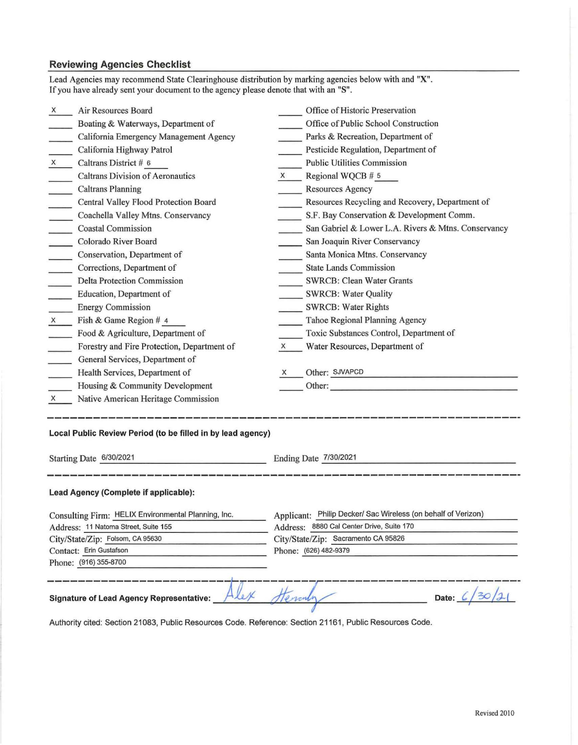## Reviewing Agencies Checklist

Lead Agencies may recommend State Clearinghouse distribution by marking agencies below with and "X".
If you have already sent your document to the agency please denote that with an "S".

| | | | |
|---|---|---|---|
| X | Air Resources Board | | Office of Historic Preservation |
| | Boating & Waterways, Department of | | Office of Public School Construction |
| | California Emergency Management Agency | | Parks & Recreation, Department of |
| | California Highway Patrol | | Pesticide Regulation, Department of |
| X | Caltrans District # 6 | | Public Utilities Commission |
| | Caltrans Division of Aeronautics | X | Regional WQCB # 5 |
| | Caltrans Planning | | Resources Agency |
| | Central Valley Flood Protection Board | | Resources Recycling and Recovery, Department of |
| | Coachella Valley Mtns. Conservancy | | S.F. Bay Conservation & Development Comm. |
| | Coastal Commission | | San Gabriel & Lower L.A. Rivers & Mtns. Conservancy |
| | Colorado River Board | | San Joaquin River Conservancy |
| | Conservation, Department of | | Santa Monica Mtns. Conservancy |
| | Corrections, Department of | | State Lands Commission |
| | Delta Protection Commission | | SWRCB: Clean Water Grants |
| | Education, Department of | | SWRCB: Water Quality |
| | Energy Commission | | SWRCB: Water Rights |
| X | Fish & Game Region # 4 | | Tahoe Regional Planning Agency |
| | Food & Agriculture, Department of | | Toxic Substances Control, Department of |
| | Forestry and Fire Protection, Department of | X | Water Resources, Department of |
| | General Services, Department of | | |
| | Health Services, Department of | X | Other: SJVAPCD |
| | Housing & Community Development | | Other: |
| X | Native American Heritage Commission | | |

---

**Local Public Review Period (to be filled in by lead agency)**

Starting Date 6/30/2021 Ending Date 7/30/2021

---

**Lead Agency (Complete if applicable):**

Consulting Firm: HELIX Environmental Planning, Inc.
Address: 11 Natoma Street, Suite 155
City/State/Zip: Folsom, CA 95630
Contact: Erin Gustafson
Phone: (916) 355-8700

Applicant: Philip Decker/ Sac Wireless (on behalf of Verizon)
Address: 8880 Cal Center Drive, Suite 170
City/State/Zip: Sacramento CA 95826
Phone: (626) 482-9379

---

**Signature of Lead Agency Representative:** Alex Hernandez **Date:** 6/30/21

Authority cited: Section 21083, Public Resources Code. Reference: Section 21161, Public Resources Code.

Revised 2010